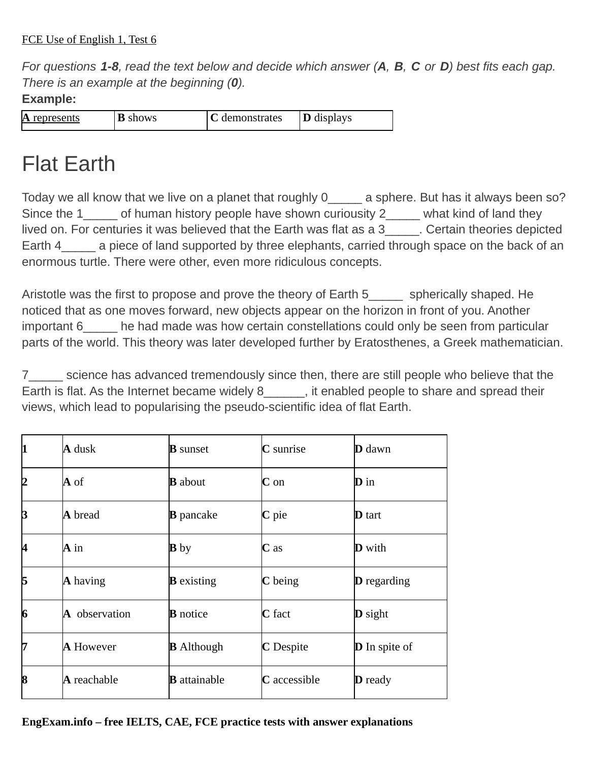FCE Use of English 1, Test 6

*For questions **1-8**, read the text below and decide which answer (**A**, **B**, **C** or **D**) best fits each gap. There is an example at the beginning (**0**).*

**Example:**

| A represents | B shows | C demonstrates | D displays |
|---|---|---|---|

# Flat Earth

Today we all know that we live on a planet that roughly 0_____ a sphere. But has it always been so? Since the 1_____ of human history people have shown curiousity 2_____ what kind of land they lived on. For centuries it was believed that the Earth was flat as a 3_____. Certain theories depicted Earth 4_____ a piece of land supported by three elephants, carried through space on the back of an enormous turtle. There were other, even more ridiculous concepts.

Aristotle was the first to propose and prove the theory of Earth 5_____ spherically shaped. He noticed that as one moves forward, new objects appear on the horizon in front of you. Another important 6_____ he had made was how certain constellations could only be seen from particular parts of the world. This theory was later developed further by Eratosthenes, a Greek mathematician.

7_____ science has advanced tremendously since then, there are still people who believe that the Earth is flat. As the Internet became widely 8______, it enabled people to share and spread their views, which lead to popularising the pseudo-scientific idea of flat Earth.

| | | | | |
|---|---|---|---|---|
| **1** | **A** dusk | **B** sunset | **C** sunrise | **D** dawn |
| **2** | **A** of | **B** about | **C** on | **D** in |
| **3** | **A** bread | **B** pancake | **C** pie | **D** tart |
| **4** | **A** in | **B** by | **C** as | **D** with |
| **5** | **A** having | **B** existing | **C** being | **D** regarding |
| **6** | **A** observation | **B** notice | **C** fact | **D** sight |
| **7** | **A** However | **B** Although | **C** Despite | **D** In spite of |
| **8** | **A** reachable | **B** attainable | **C** accessible | **D** ready |

**EngExam.info – free IELTS, CAE, FCE practice tests with answer explanations**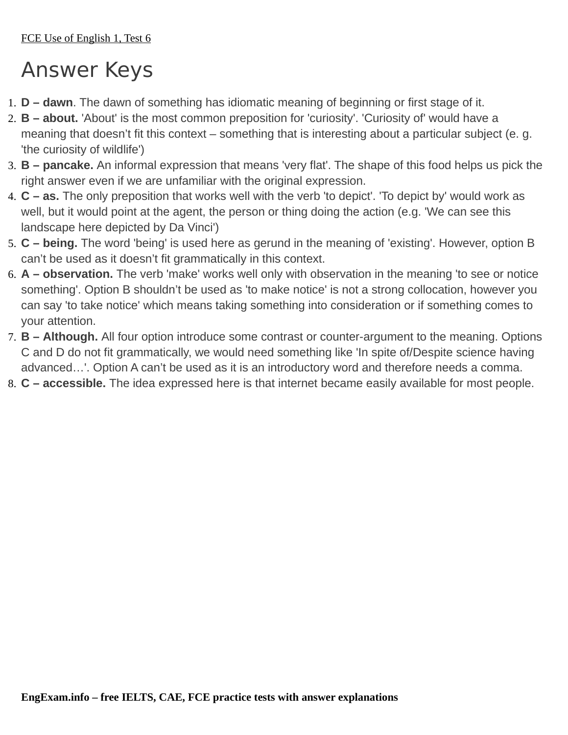FCE Use of English 1, Test 6

# Answer Keys

1. **D – dawn**. The dawn of something has idiomatic meaning of beginning or first stage of it.
2. **B – about.** 'About' is the most common preposition for 'curiosity'. 'Curiosity of' would have a meaning that doesn't fit this context – something that is interesting about a particular subject (e. g. 'the curiosity of wildlife')
3. **B – pancake.** An informal expression that means 'very flat'. The shape of this food helps us pick the right answer even if we are unfamiliar with the original expression.
4. **C – as.** The only preposition that works well with the verb 'to depict'. 'To depict by' would work as well, but it would point at the agent, the person or thing doing the action (e.g. 'We can see this landscape here depicted by Da Vinci')
5. **C – being.** The word 'being' is used here as gerund in the meaning of 'existing'. However, option B can't be used as it doesn't fit grammatically in this context.
6. **A – observation.** The verb 'make' works well only with observation in the meaning 'to see or notice something'. Option B shouldn't be used as 'to make notice' is not a strong collocation, however you can say 'to take notice' which means taking something into consideration or if something comes to your attention.
7. **B – Although.** All four option introduce some contrast or counter-argument to the meaning. Options C and D do not fit grammatically, we would need something like 'In spite of/Despite science having advanced…'. Option A can't be used as it is an introductory word and therefore needs a comma.
8. **C – accessible.** The idea expressed here is that internet became easily available for most people.

**EngExam.info – free IELTS, CAE, FCE practice tests with answer explanations**